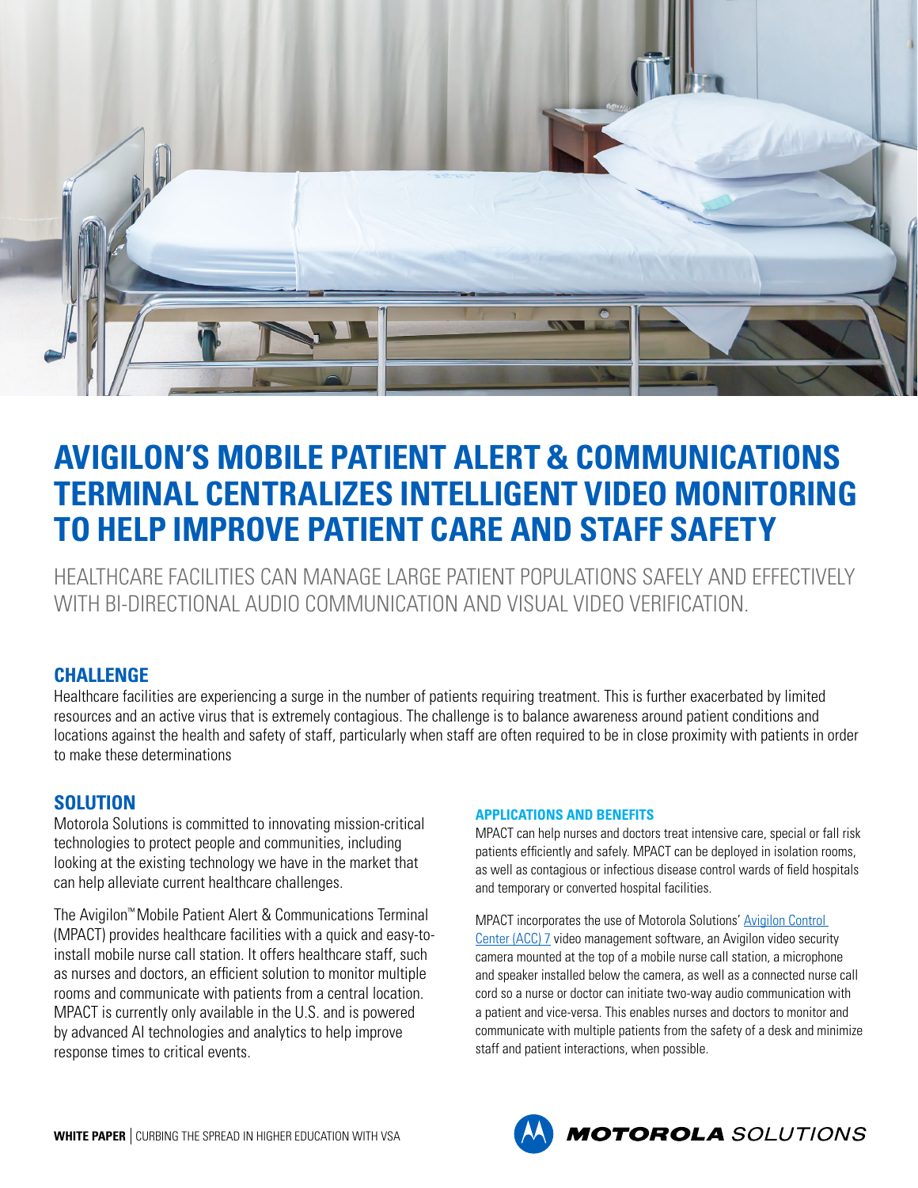# AVIGILON'S MOBILE PATIENT ALERT & COMMUNICATIONS TERMINAL CENTRALIZES INTELLIGENT VIDEO MONITORING TO HELP IMPROVE PATIENT CARE AND STAFF SAFETY

HEALTHCARE FACILITIES CAN MANAGE LARGE PATIENT POPULATIONS SAFELY AND EFFECTIVELY WITH BI-DIRECTIONAL AUDIO COMMUNICATION AND VISUAL VIDEO VERIFICATION.

## CHALLENGE

Healthcare facilities are experiencing a surge in the number of patients requiring treatment. This is further exacerbated by limited resources and an active virus that is extremely contagious. The challenge is to balance awareness around patient conditions and locations against the health and safety of staff, particularly when staff are often required to be in close proximity with patients in order to make these determinations

## SOLUTION

Motorola Solutions is committed to innovating mission-critical technologies to protect people and communities, including looking at the existing technology we have in the market that can help alleviate current healthcare challenges.

The Avigilon™ Mobile Patient Alert & Communications Terminal (MPACT) provides healthcare facilities with a quick and easy-to-install mobile nurse call station. It offers healthcare staff, such as nurses and doctors, an efficient solution to monitor multiple rooms and communicate with patients from a central location. MPACT is currently only available in the U.S. and is powered by advanced AI technologies and analytics to help improve response times to critical events.

### APPLICATIONS AND BENEFITS

MPACT can help nurses and doctors treat intensive care, special or fall risk patients efficiently and safely. MPACT can be deployed in isolation rooms, as well as contagious or infectious disease control wards of field hospitals and temporary or converted hospital facilities.

MPACT incorporates the use of Motorola Solutions' Avigilon Control Center (ACC) 7 video management software, an Avigilon video security camera mounted at the top of a mobile nurse call station, a microphone and speaker installed below the camera, as well as a connected nurse call cord so a nurse or doctor can initiate two-way audio communication with a patient and vice-versa. This enables nurses and doctors to monitor and communicate with multiple patients from the safety of a desk and minimize staff and patient interactions, when possible.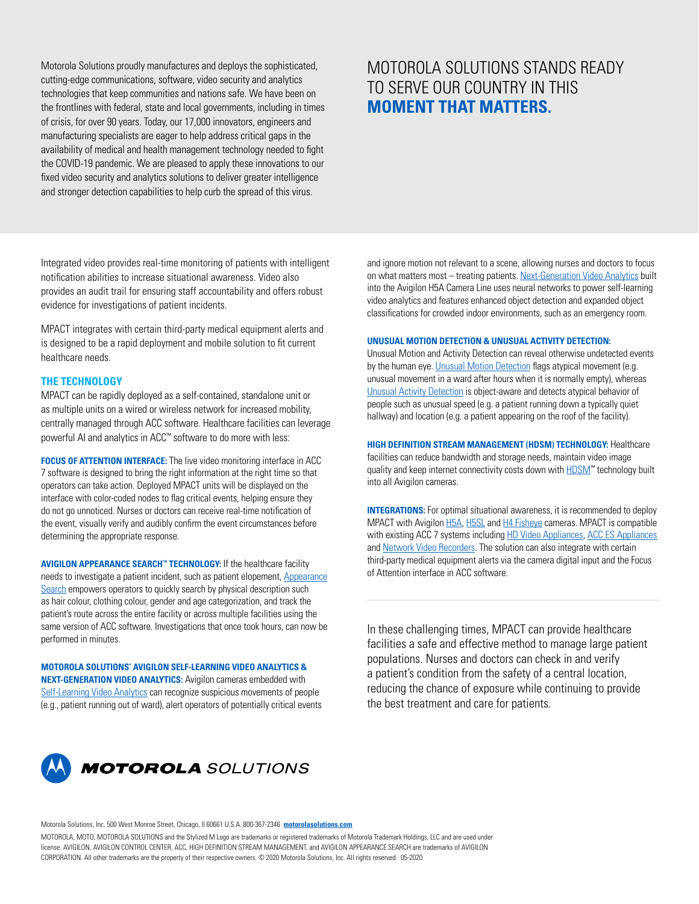Motorola Solutions proudly manufactures and deploys the sophisticated, cutting-edge communications, software, video security and analytics technologies that keep communities and nations safe. We have been on the frontlines with federal, state and local governments, including in times of crisis, for over 90 years. Today, our 17,000 innovators, engineers and manufacturing specialists are eager to help address critical gaps in the availability of medical and health management technology needed to fight the COVID-19 pandemic. We are pleased to apply these innovations to our fixed video security and analytics solutions to deliver greater intelligence and stronger detection capabilities to help curb the spread of this virus.

## MOTOROLA SOLUTIONS STANDS READY TO SERVE OUR COUNTRY IN THIS **MOMENT THAT MATTERS.**

Integrated video provides real-time monitoring of patients with intelligent notification abilities to increase situational awareness. Video also provides an audit trail for ensuring staff accountability and offers robust evidence for investigations of patient incidents.

MPACT integrates with certain third-party medical equipment alerts and is designed to be a rapid deployment and mobile solution to fit current healthcare needs.

### THE TECHNOLOGY

MPACT can be rapidly deployed as a self-contained, standalone unit or as multiple units on a wired or wireless network for increased mobility, centrally managed through ACC software. Healthcare facilities can leverage powerful AI and analytics in ACC™ software to do more with less:

**FOCUS OF ATTENTION INTERFACE:** The live video monitoring interface in ACC 7 software is designed to bring the right information at the right time so that operators can take action. Deployed MPACT units will be displayed on the interface with color-coded nodes to flag critical events, helping ensure they do not go unnoticed. Nurses or doctors can receive real-time notification of the event, visually verify and audibly confirm the event circumstances before determining the appropriate response.

**AVIGILON APPEARANCE SEARCH™ TECHNOLOGY:** If the healthcare facility needs to investigate a patient incident, such as patient elopement, Appearance Search empowers operators to quickly search by physical description such as hair colour, clothing colour, gender and age categorization, and track the patient's route across the entire facility or across multiple facilities using the same version of ACC software. Investigations that once took hours, can now be performed in minutes.

**MOTOROLA SOLUTIONS' AVIGILON SELF-LEARNING VIDEO ANALYTICS & NEXT-GENERATION VIDEO ANALYTICS:** Avigilon cameras embedded with Self-Learning Video Analytics can recognize suspicious movements of people (e.g., patient running out of ward), alert operators of potentially critical events and ignore motion not relevant to a scene, allowing nurses and doctors to focus on what matters most – treating patients. Next-Generation Video Analytics built into the Avigilon H5A Camera Line uses neural networks to power self-learning video analytics and features enhanced object detection and expanded object classifications for crowded indoor environments, such as an emergency room.

**UNUSUAL MOTION DETECTION & UNUSUAL ACTIVITY DETECTION:** Unusual Motion and Activity Detection can reveal otherwise undetected events by the human eye. Unusual Motion Detection flags atypical movement (e.g. unusual movement in a ward after hours when it is normally empty), whereas Unusual Activity Detection is object-aware and detects atypical behavior of people such as unusual speed (e.g. a patient running down a typically quiet hallway) and location (e.g. a patient appearing on the roof of the facility).

**HIGH DEFINITION STREAM MANAGEMENT (HDSM) TECHNOLOGY:** Healthcare facilities can reduce bandwidth and storage needs, maintain video image quality and keep internet connectivity costs down with HDSM™ technology built into all Avigilon cameras.

**INTEGRATIONS:** For optimal situational awareness, it is recommended to deploy MPACT with Avigilon H5A, H5SL and H4 Fisheye cameras. MPACT is compatible with existing ACC 7 systems including HD Video Appliances, ACC ES Appliances and Network Video Recorders. The solution can also integrate with certain third-party medical equipment alerts via the camera digital input and the Focus of Attention interface in ACC software.

In these challenging times, MPACT can provide healthcare facilities a safe and effective method to manage large patient populations. Nurses and doctors can check in and verify a patient's condition from the safety of a central location, reducing the chance of exposure while continuing to provide the best treatment and care for patients.

**MOTOROLA** SOLUTIONS

Motorola Solutions, Inc. 500 West Monroe Street, Chicago, Il 60661 U.S.A. 800-367-2346 **motorolasolutions.com**

MOTOROLA, MOTO, MOTOROLA SOLUTIONS and the Stylized M Logo are trademarks or registered trademarks of Motorola Trademark Holdings, LLC and are used under license. AVIGILON, AVIGILON CONTROL CENTER, ACC, HIGH DEFINITION STREAM MANAGEMENT, and AVIGILON APPEARANCE SEARCH are trademarks of AVIGILON CORPORATION. All other trademarks are the property of their respective owners. © 2020 Motorola Solutions, Inc. All rights reserved. 05-2020